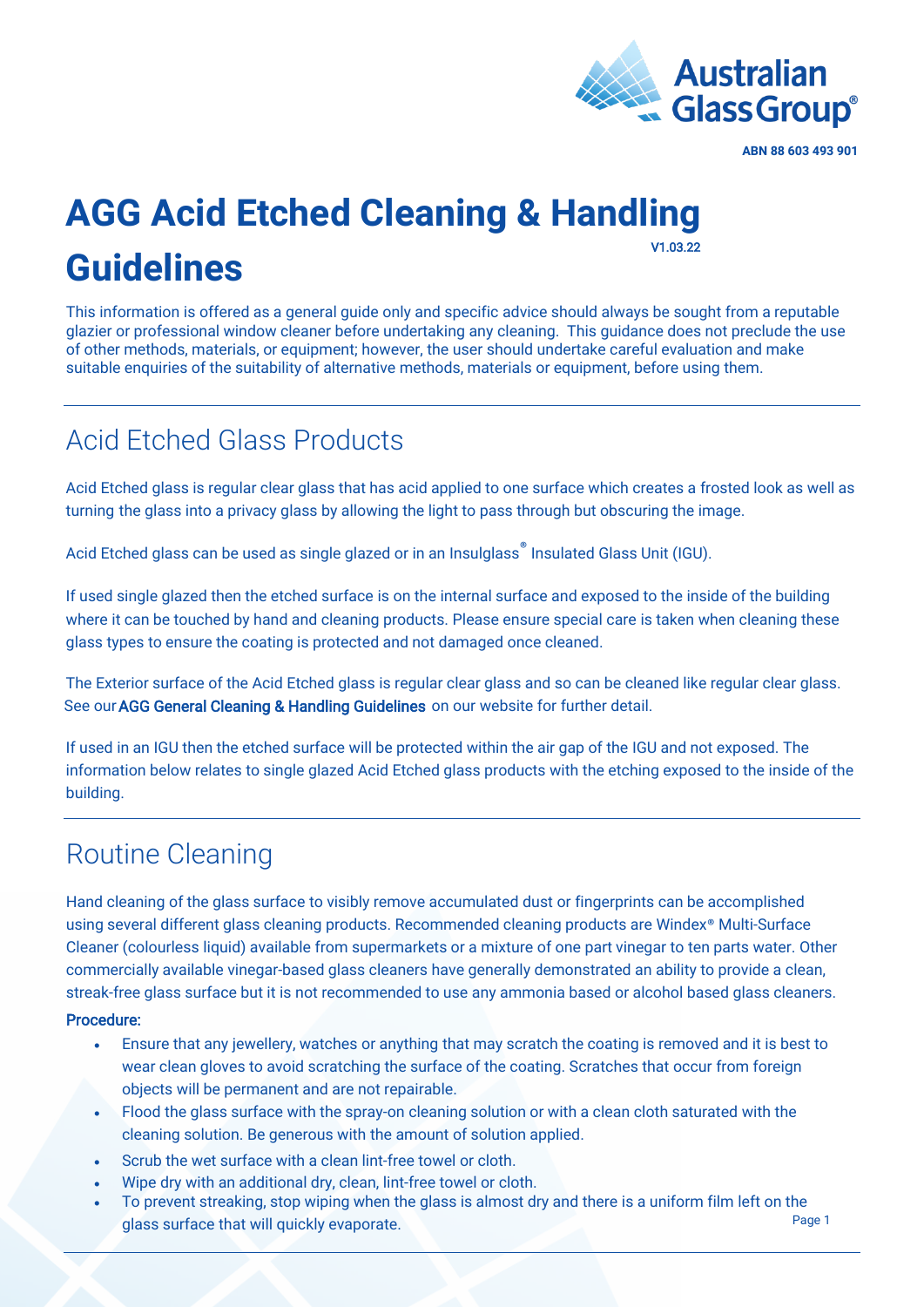ABN 88 603 493 901

# AGG Acid Etched Cleaning & Handling Guidelines

V1.03.22

This information is offered as a general guide only and specific advice should always be sought from a reputable glazier or professional window cleaner before undertaking any cleaning. This guidance does not preclude the use of other methods, materials, or equipment; however, the user should undertake careful evaluation and make suitable enquiries of the suitability of alternative methods, materials or equipment, before using them.

## Acid Etched Glass Products

Acid Etched glass is regular clear glass that has acid applied to one surface which creates a frosted look as well as turning the glass into a privacy glass by allowing the light to pass through but obscuring the image.

Acid Etched glass can be used as single glazed or in an Insulglass® Insulated Glass Unit (IGU).

If used single glazed then the etched surface is on the internal surface and exposed to the inside of the building where it can be touched by hand and cleaning products. Please ensure special care is taken when cleaning these glass types to ensure the coating is protected and not damaged once cleaned.

The Exterior surface of the Acid Etched glass is regular clear glass and so can be cleaned like regular clear glass. See our **AGG General Cleaning & Handling Guidelines** on our website for further detail.

If used in an IGU then the etched surface will be protected within the air gap of the IGU and not exposed. The information below relates to single glazed Acid Etched glass products with the etching exposed to the inside of the building.

## Routine Cleaning

Hand cleaning of the glass surface to visibly remove accumulated dust or fingerprints can be accomplished using several different glass cleaning products. Recommended cleaning products are Windex® Multi-Surface Cleaner (colourless liquid) available from supermarkets or a mixture of one part vinegar to ten parts water. Other commercially available vinegar-based glass cleaners have generally demonstrated an ability to provide a clean, streak-free glass surface but it is not recommended to use any ammonia based or alcohol based glass cleaners.

**Procedure:**

- Ensure that any jewellery, watches or anything that may scratch the coating is removed and it is best to wear clean gloves to avoid scratching the surface of the coating. Scratches that occur from foreign objects will be permanent and are not repairable.
- Flood the glass surface with the spray-on cleaning solution or with a clean cloth saturated with the cleaning solution. Be generous with the amount of solution applied.
- Scrub the wet surface with a clean lint-free towel or cloth.
- Wipe dry with an additional dry, clean, lint-free towel or cloth.
- To prevent streaking, stop wiping when the glass is almost dry and there is a uniform film left on the glass surface that will quickly evaporate.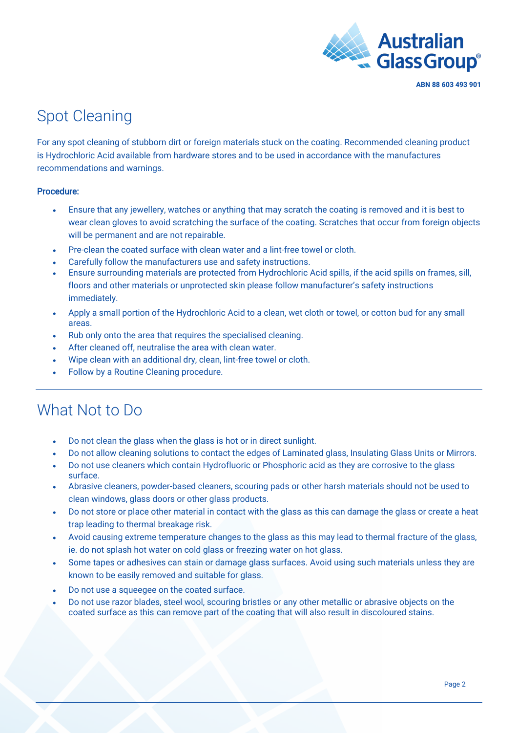## Spot Cleaning

For any spot cleaning of stubborn dirt or foreign materials stuck on the coating. Recommended cleaning product is Hydrochloric Acid available from hardware stores and to be used in accordance with the manufactures recommendations and warnings.

**Procedure:**

- Ensure that any jewellery, watches or anything that may scratch the coating is removed and it is best to wear clean gloves to avoid scratching the surface of the coating. Scratches that occur from foreign objects will be permanent and are not repairable.
- Pre-clean the coated surface with clean water and a lint-free towel or cloth.
- Carefully follow the manufacturers use and safety instructions.
- Ensure surrounding materials are protected from Hydrochloric Acid spills, if the acid spills on frames, sill, floors and other materials or unprotected skin please follow manufacturer's safety instructions immediately.
- Apply a small portion of the Hydrochloric Acid to a clean, wet cloth or towel, or cotton bud for any small areas.
- Rub only onto the area that requires the specialised cleaning.
- After cleaned off, neutralise the area with clean water.
- Wipe clean with an additional dry, clean, lint-free towel or cloth.
- Follow by a Routine Cleaning procedure.

## What Not to Do

- Do not clean the glass when the glass is hot or in direct sunlight.
- Do not allow cleaning solutions to contact the edges of Laminated glass, Insulating Glass Units or Mirrors.
- Do not use cleaners which contain Hydrofluoric or Phosphoric acid as they are corrosive to the glass surface.
- Abrasive cleaners, powder-based cleaners, scouring pads or other harsh materials should not be used to clean windows, glass doors or other glass products.
- Do not store or place other material in contact with the glass as this can damage the glass or create a heat trap leading to thermal breakage risk.
- Avoid causing extreme temperature changes to the glass as this may lead to thermal fracture of the glass, ie. do not splash hot water on cold glass or freezing water on hot glass.
- Some tapes or adhesives can stain or damage glass surfaces. Avoid using such materials unless they are known to be easily removed and suitable for glass.
- Do not use a squeegee on the coated surface.
- Do not use razor blades, steel wool, scouring bristles or any other metallic or abrasive objects on the coated surface as this can remove part of the coating that will also result in discoloured stains.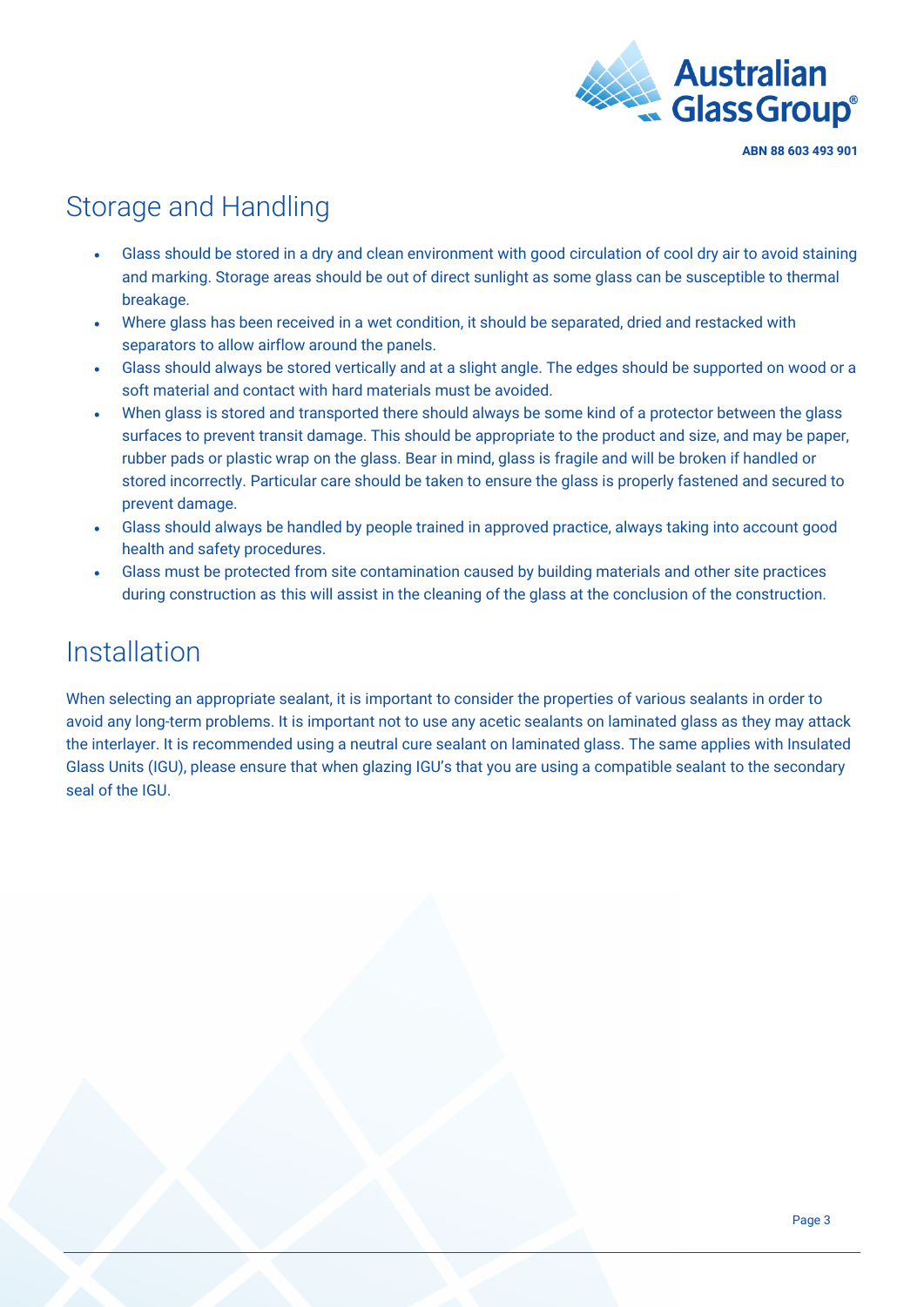## Storage and Handling

- Glass should be stored in a dry and clean environment with good circulation of cool dry air to avoid staining and marking. Storage areas should be out of direct sunlight as some glass can be susceptible to thermal breakage.
- Where glass has been received in a wet condition, it should be separated, dried and restacked with separators to allow airflow around the panels.
- Glass should always be stored vertically and at a slight angle. The edges should be supported on wood or a soft material and contact with hard materials must be avoided.
- When glass is stored and transported there should always be some kind of a protector between the glass surfaces to prevent transit damage. This should be appropriate to the product and size, and may be paper, rubber pads or plastic wrap on the glass. Bear in mind, glass is fragile and will be broken if handled or stored incorrectly. Particular care should be taken to ensure the glass is properly fastened and secured to prevent damage.
- Glass should always be handled by people trained in approved practice, always taking into account good health and safety procedures.
- Glass must be protected from site contamination caused by building materials and other site practices during construction as this will assist in the cleaning of the glass at the conclusion of the construction.

## Installation

When selecting an appropriate sealant, it is important to consider the properties of various sealants in order to avoid any long-term problems. It is important not to use any acetic sealants on laminated glass as they may attack the interlayer. It is recommended using a neutral cure sealant on laminated glass. The same applies with Insulated Glass Units (IGU), please ensure that when glazing IGU's that you are using a compatible sealant to the secondary seal of the IGU.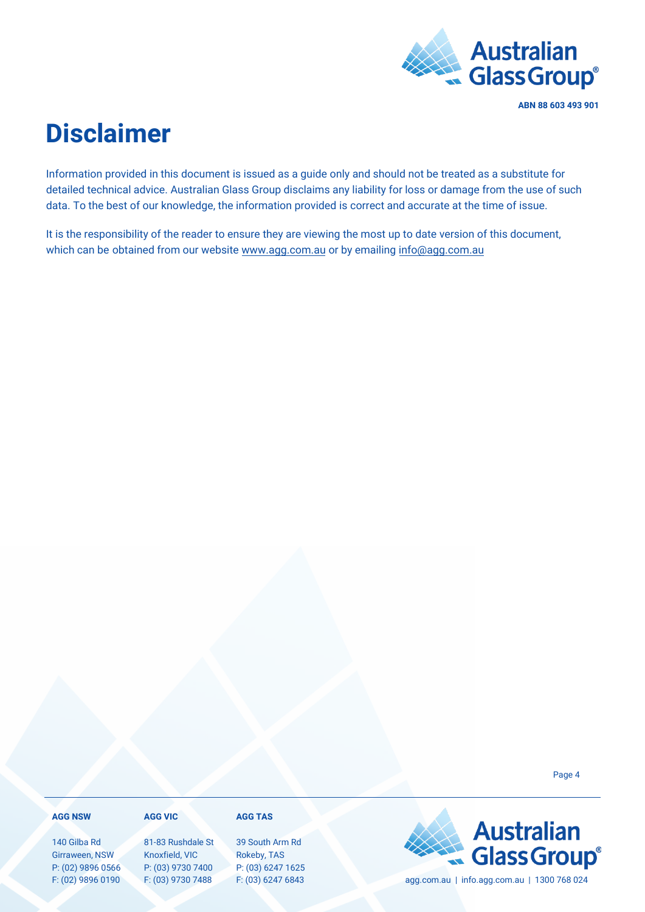ABN 88 603 493 901

# Disclaimer

Information provided in this document is issued as a guide only and should not be treated as a substitute for detailed technical advice. Australian Glass Group disclaims any liability for loss or damage from the use of such data. To the best of our knowledge, the information provided is correct and accurate at the time of issue.

It is the responsibility of the reader to ensure they are viewing the most up to date version of this document, which can be obtained from our website www.agg.com.au or by emailing info@agg.com.au